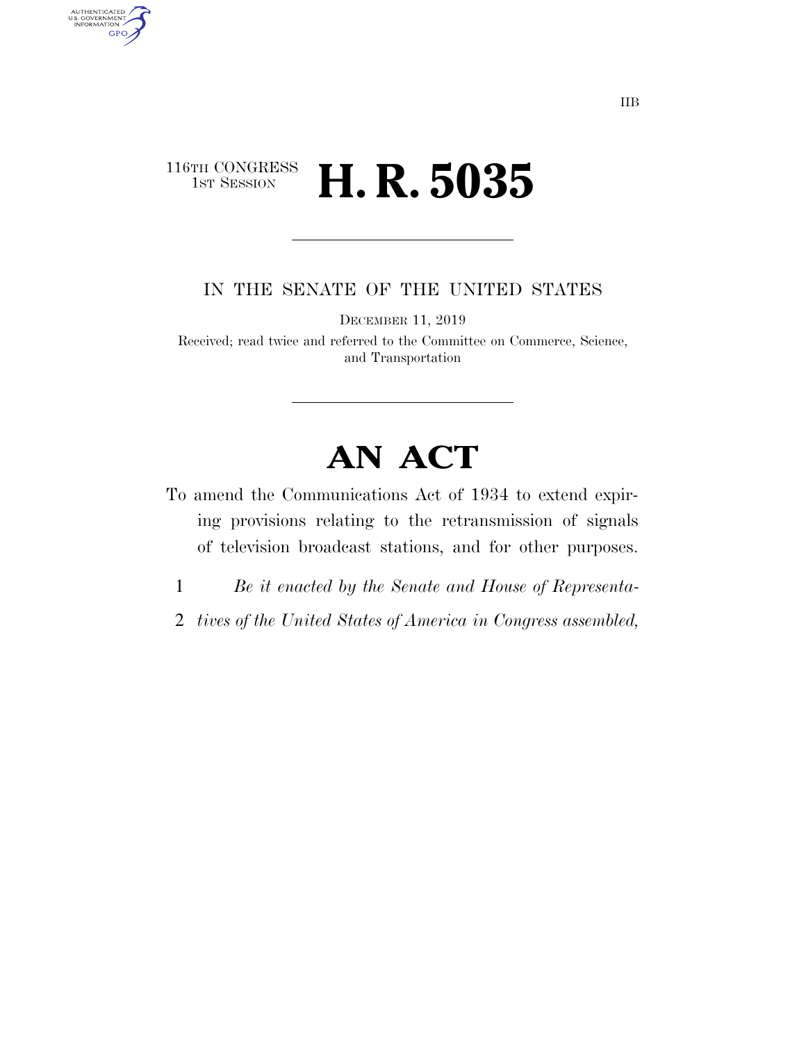IIB

116TH CONGRESS
1ST SESSION

# H. R. 5035

IN THE SENATE OF THE UNITED STATES

DECEMBER 11, 2019

Received; read twice and referred to the Committee on Commerce, Science, and Transportation

# AN ACT

To amend the Communications Act of 1934 to extend expiring provisions relating to the retransmission of signals of television broadcast stations, and for other purposes.

1 *Be it enacted by the Senate and House of Representa-*
2 *tives of the United States of America in Congress assembled,*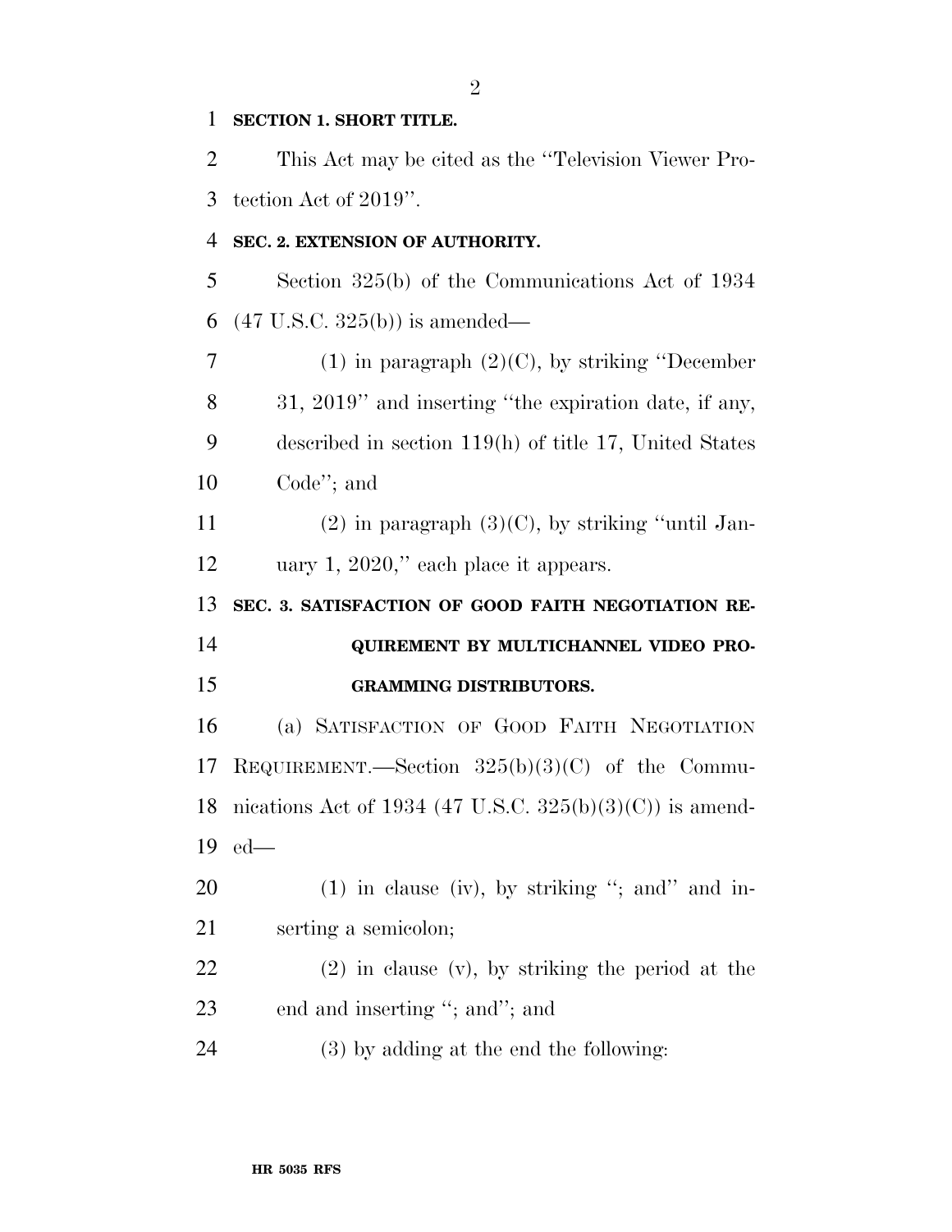**SECTION 1. SHORT TITLE.**

This Act may be cited as the ''Television Viewer Protection Act of 2019''.

**SEC. 2. EXTENSION OF AUTHORITY.**

Section 325(b) of the Communications Act of 1934 (47 U.S.C. 325(b)) is amended—

(1) in paragraph (2)(C), by striking ''December 31, 2019'' and inserting ''the expiration date, if any, described in section 119(h) of title 17, United States Code''; and

(2) in paragraph (3)(C), by striking ''until January 1, 2020,'' each place it appears.

**SEC. 3. SATISFACTION OF GOOD FAITH NEGOTIATION REQUIREMENT BY MULTICHANNEL VIDEO PROGRAMMING DISTRIBUTORS.**

(a) SATISFACTION OF GOOD FAITH NEGOTIATION REQUIREMENT.—Section 325(b)(3)(C) of the Communications Act of 1934 (47 U.S.C. 325(b)(3)(C)) is amended—

(1) in clause (iv), by striking ''; and'' and inserting a semicolon;

(2) in clause (v), by striking the period at the end and inserting ''; and''; and

(3) by adding at the end the following: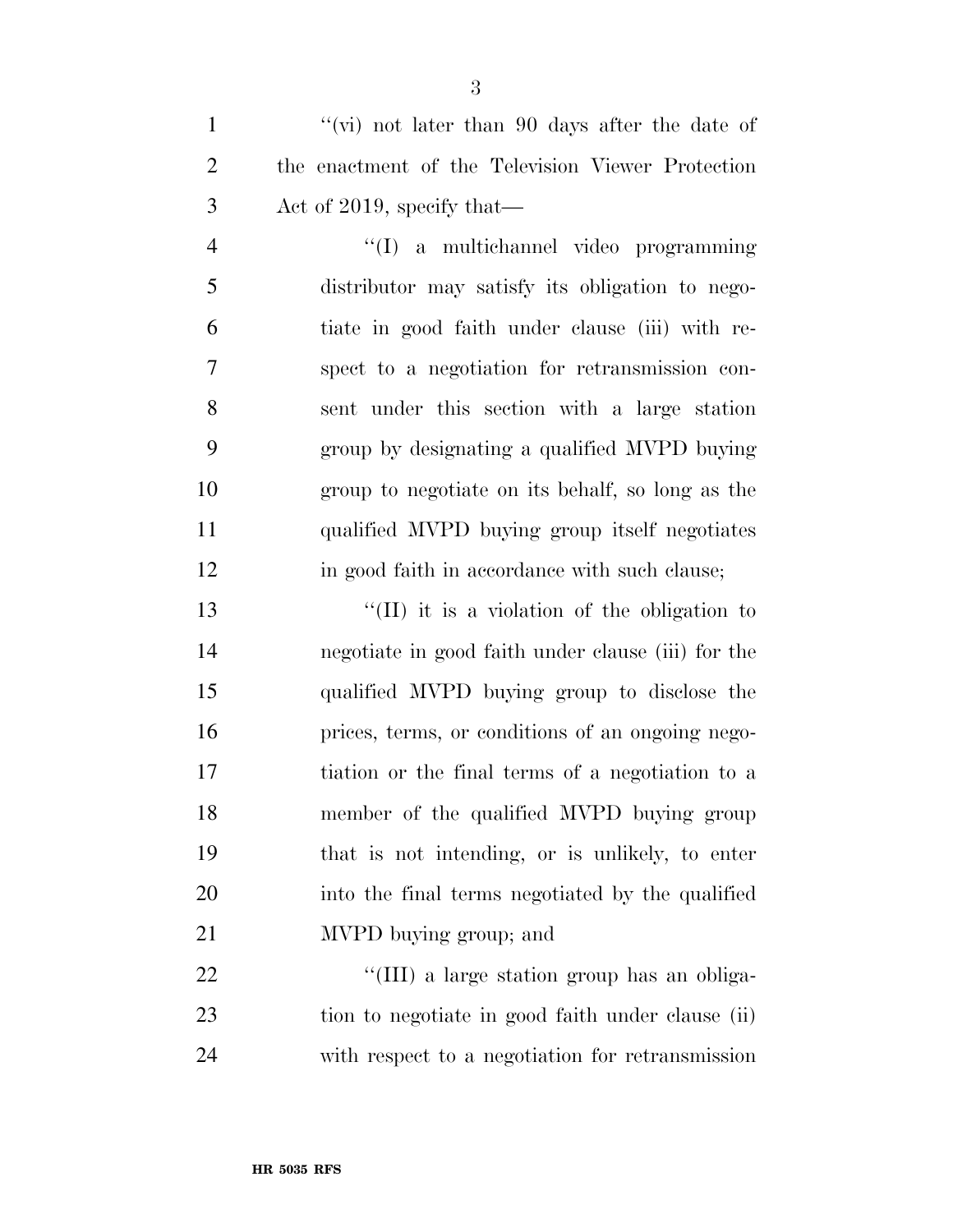''(vi) not later than 90 days after the date of the enactment of the Television Viewer Protection Act of 2019, specify that—

''(I) a multichannel video programming distributor may satisfy its obligation to negotiate in good faith under clause (iii) with respect to a negotiation for retransmission consent under this section with a large station group by designating a qualified MVPD buying group to negotiate on its behalf, so long as the qualified MVPD buying group itself negotiates in good faith in accordance with such clause;

''(II) it is a violation of the obligation to negotiate in good faith under clause (iii) for the qualified MVPD buying group to disclose the prices, terms, or conditions of an ongoing negotiation or the final terms of a negotiation to a member of the qualified MVPD buying group that is not intending, or is unlikely, to enter into the final terms negotiated by the qualified MVPD buying group; and

''(III) a large station group has an obligation to negotiate in good faith under clause (ii) with respect to a negotiation for retransmission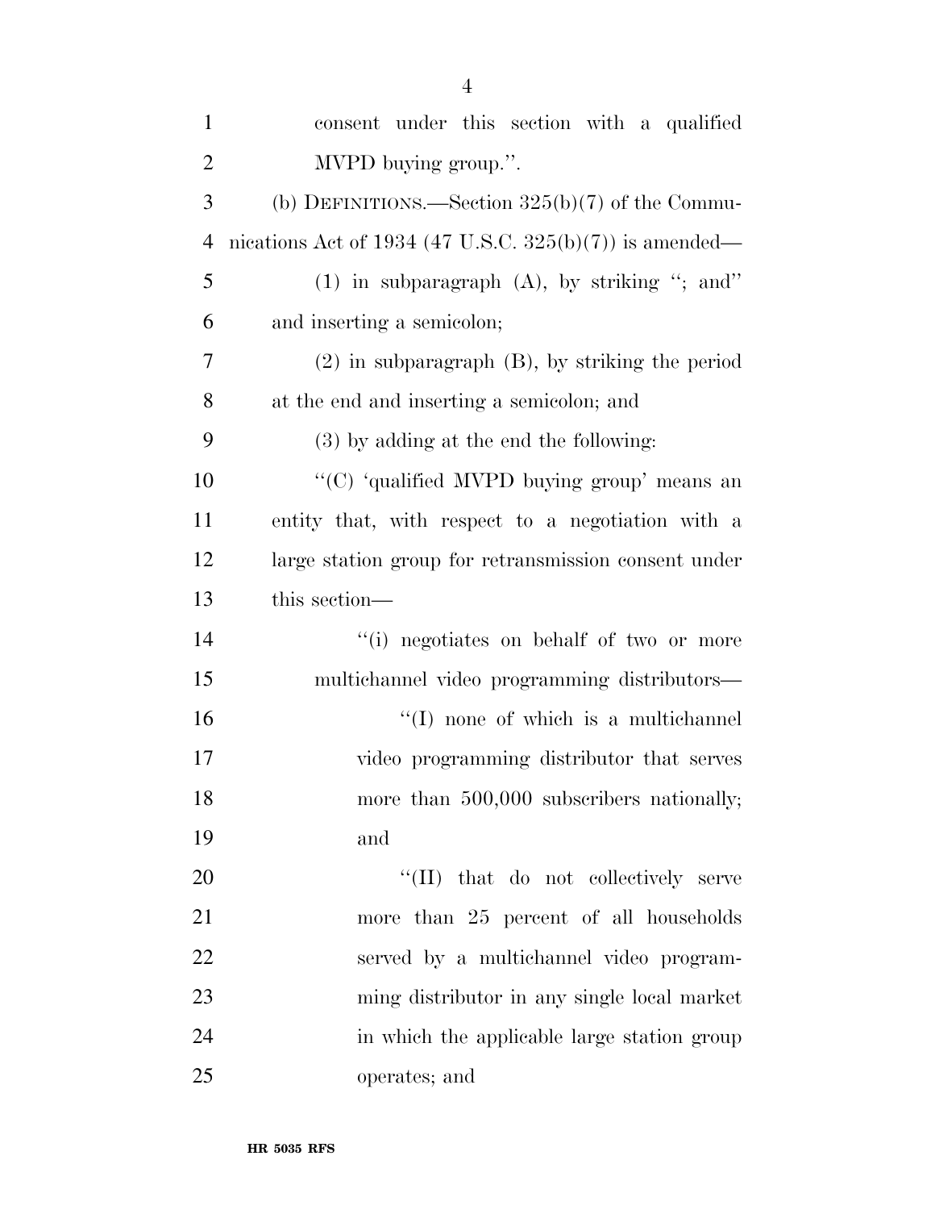consent under this section with a qualified MVPD buying group.''.

(b) DEFINITIONS.—Section 325(b)(7) of the Communications Act of 1934 (47 U.S.C. 325(b)(7)) is amended—

(1) in subparagraph (A), by striking ''; and'' and inserting a semicolon;

(2) in subparagraph (B), by striking the period at the end and inserting a semicolon; and

(3) by adding at the end the following:

''(C) 'qualified MVPD buying group' means an entity that, with respect to a negotiation with a large station group for retransmission consent under this section—

''(i) negotiates on behalf of two or more multichannel video programming distributors—

''(I) none of which is a multichannel video programming distributor that serves more than 500,000 subscribers nationally; and

''(II) that do not collectively serve more than 25 percent of all households served by a multichannel video programming distributor in any single local market in which the applicable large station group operates; and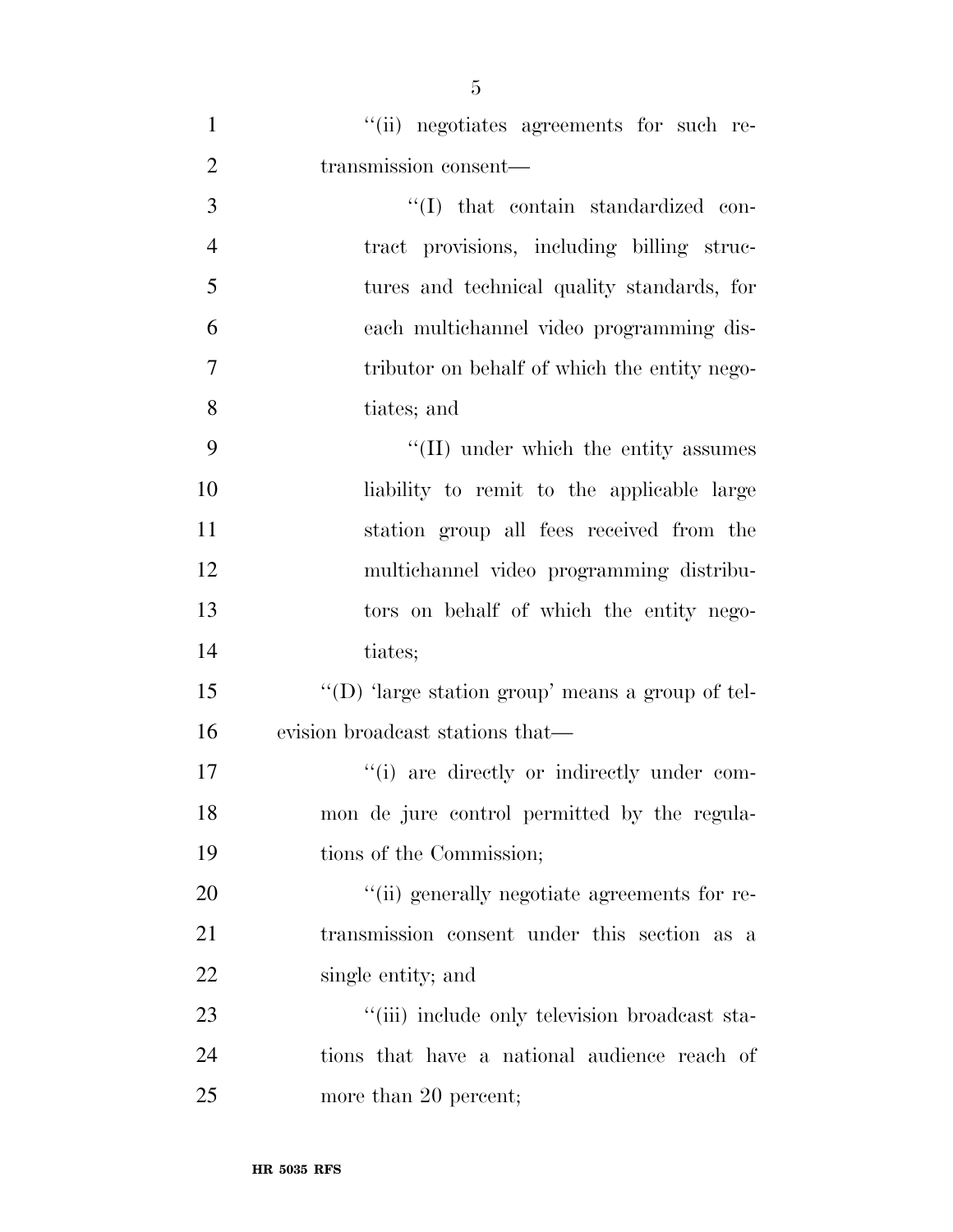''(ii) negotiates agreements for such retransmission consent—

''(I) that contain standardized contract provisions, including billing structures and technical quality standards, for each multichannel video programming distributor on behalf of which the entity negotiates; and

''(II) under which the entity assumes liability to remit to the applicable large station group all fees received from the multichannel video programming distributors on behalf of which the entity negotiates;

''(D) 'large station group' means a group of television broadcast stations that—

''(i) are directly or indirectly under common de jure control permitted by the regulations of the Commission;

''(ii) generally negotiate agreements for retransmission consent under this section as a single entity; and

''(iii) include only television broadcast stations that have a national audience reach of more than 20 percent;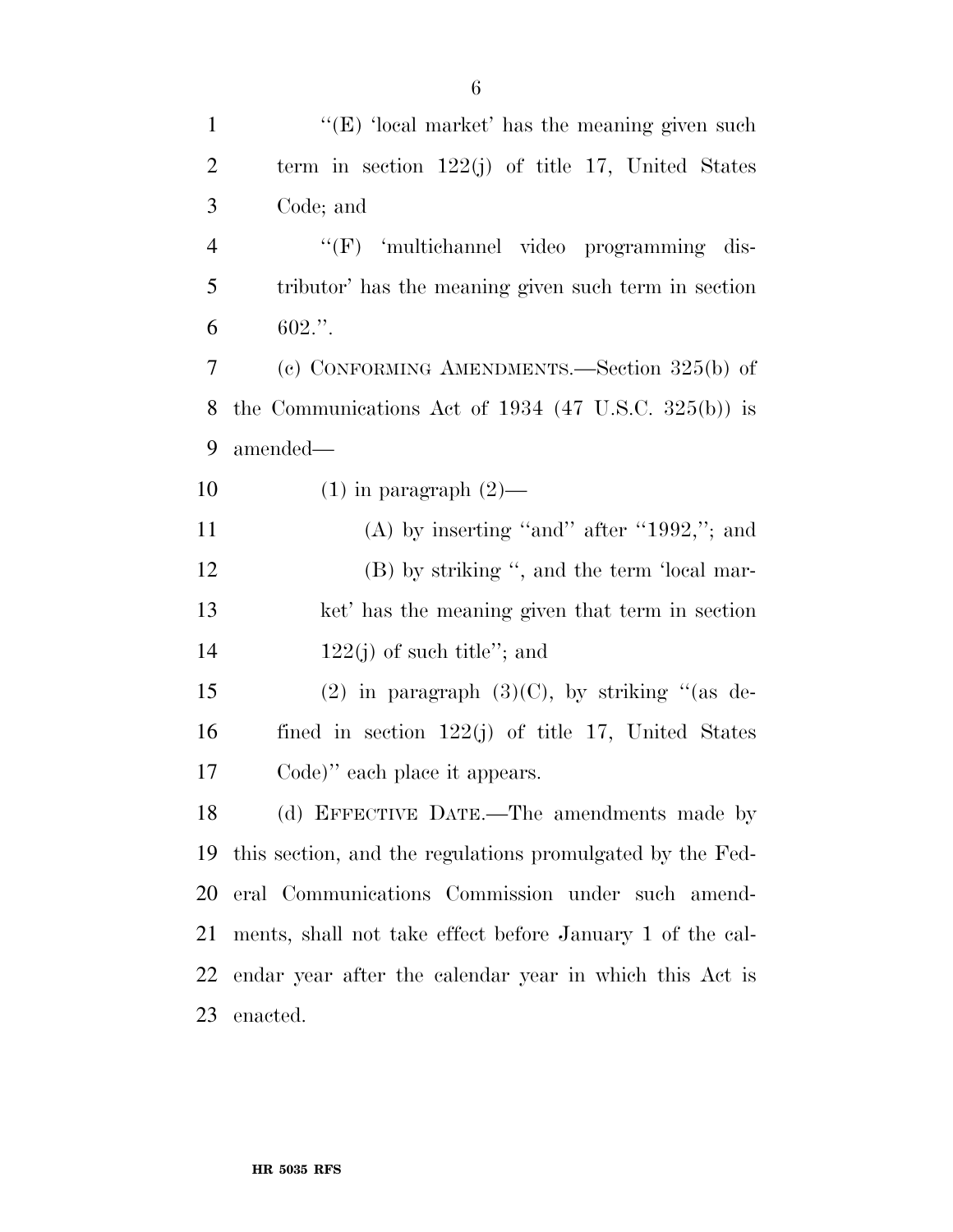''(E) 'local market' has the meaning given such term in section 122(j) of title 17, United States Code; and

''(F) 'multichannel video programming distributor' has the meaning given such term in section 602.''.

(c) CONFORMING AMENDMENTS.—Section 325(b) of the Communications Act of 1934 (47 U.S.C. 325(b)) is amended—

(1) in paragraph (2)—

(A) by inserting ''and'' after ''1992,''; and

(B) by striking '', and the term 'local market' has the meaning given that term in section 122(j) of such title''; and

(2) in paragraph (3)(C), by striking ''(as defined in section 122(j) of title 17, United States Code)'' each place it appears.

(d) EFFECTIVE DATE.—The amendments made by this section, and the regulations promulgated by the Federal Communications Commission under such amendments, shall not take effect before January 1 of the calendar year after the calendar year in which this Act is enacted.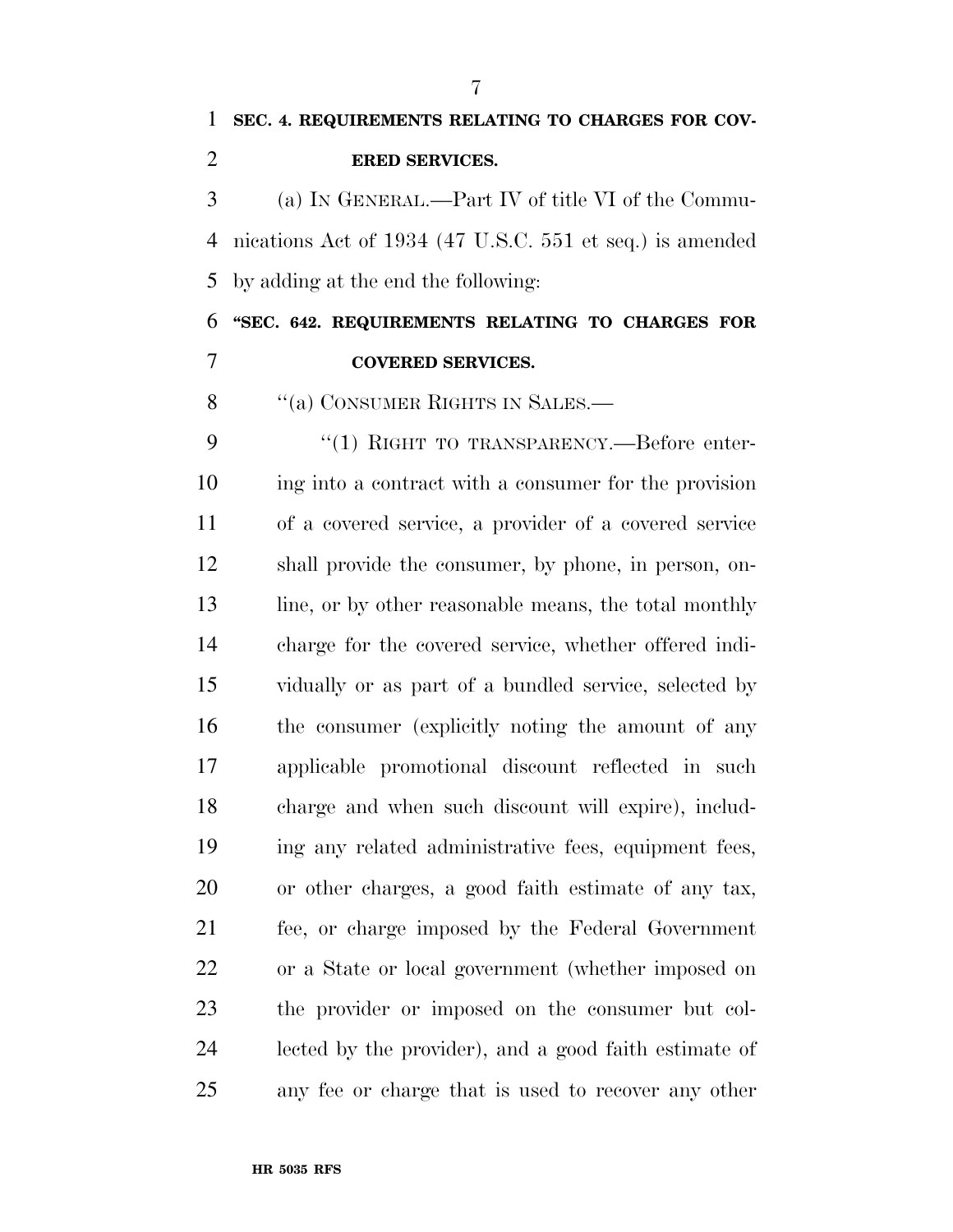**SEC. 4. REQUIREMENTS RELATING TO CHARGES FOR COVERED SERVICES.**

(a) IN GENERAL.—Part IV of title VI of the Communications Act of 1934 (47 U.S.C. 551 et seq.) is amended by adding at the end the following:

**"SEC. 642. REQUIREMENTS RELATING TO CHARGES FOR COVERED SERVICES.**

"(a) CONSUMER RIGHTS IN SALES.—

"(1) RIGHT TO TRANSPARENCY.—Before entering into a contract with a consumer for the provision of a covered service, a provider of a covered service shall provide the consumer, by phone, in person, online, or by other reasonable means, the total monthly charge for the covered service, whether offered individually or as part of a bundled service, selected by the consumer (explicitly noting the amount of any applicable promotional discount reflected in such charge and when such discount will expire), including any related administrative fees, equipment fees, or other charges, a good faith estimate of any tax, fee, or charge imposed by the Federal Government or a State or local government (whether imposed on the provider or imposed on the consumer but collected by the provider), and a good faith estimate of any fee or charge that is used to recover any other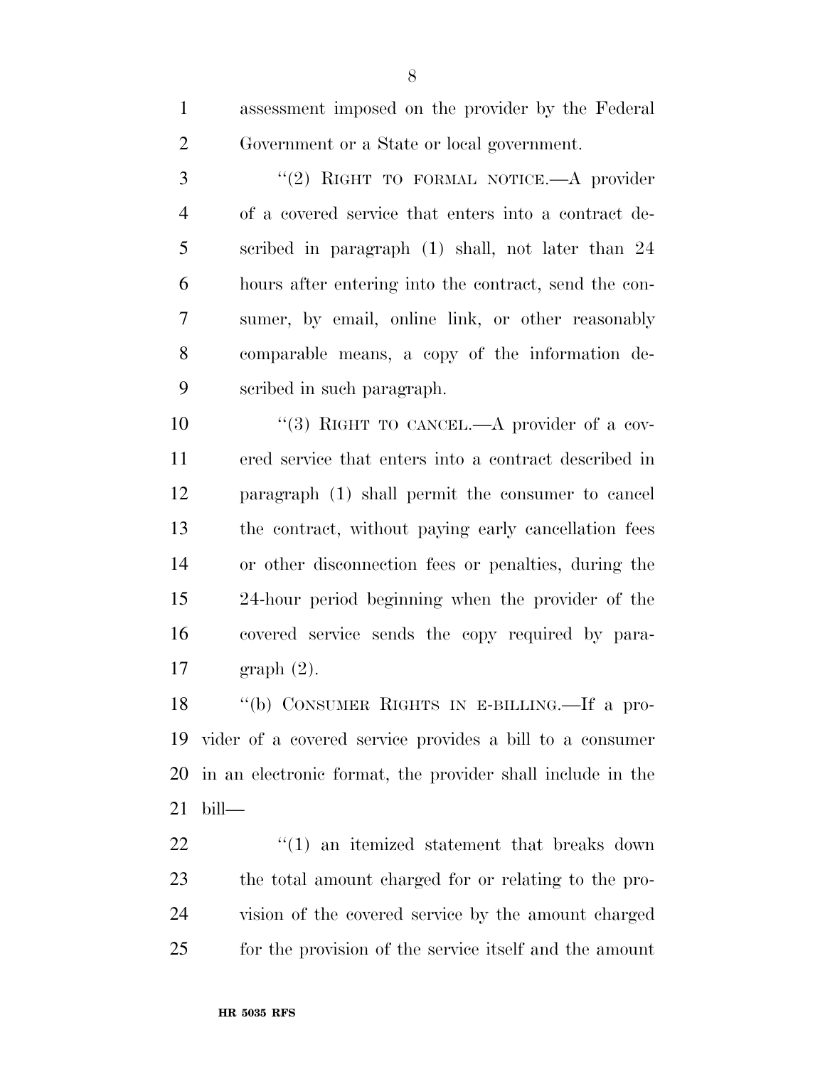assessment imposed on the provider by the Federal Government or a State or local government.

"(2) RIGHT TO FORMAL NOTICE.—A provider of a covered service that enters into a contract described in paragraph (1) shall, not later than 24 hours after entering into the contract, send the consumer, by email, online link, or other reasonably comparable means, a copy of the information described in such paragraph.

"(3) RIGHT TO CANCEL.—A provider of a covered service that enters into a contract described in paragraph (1) shall permit the consumer to cancel the contract, without paying early cancellation fees or other disconnection fees or penalties, during the 24-hour period beginning when the provider of the covered service sends the copy required by paragraph (2).

"(b) CONSUMER RIGHTS IN E-BILLING.—If a provider of a covered service provides a bill to a consumer in an electronic format, the provider shall include in the bill—

"(1) an itemized statement that breaks down the total amount charged for or relating to the provision of the covered service by the amount charged for the provision of the service itself and the amount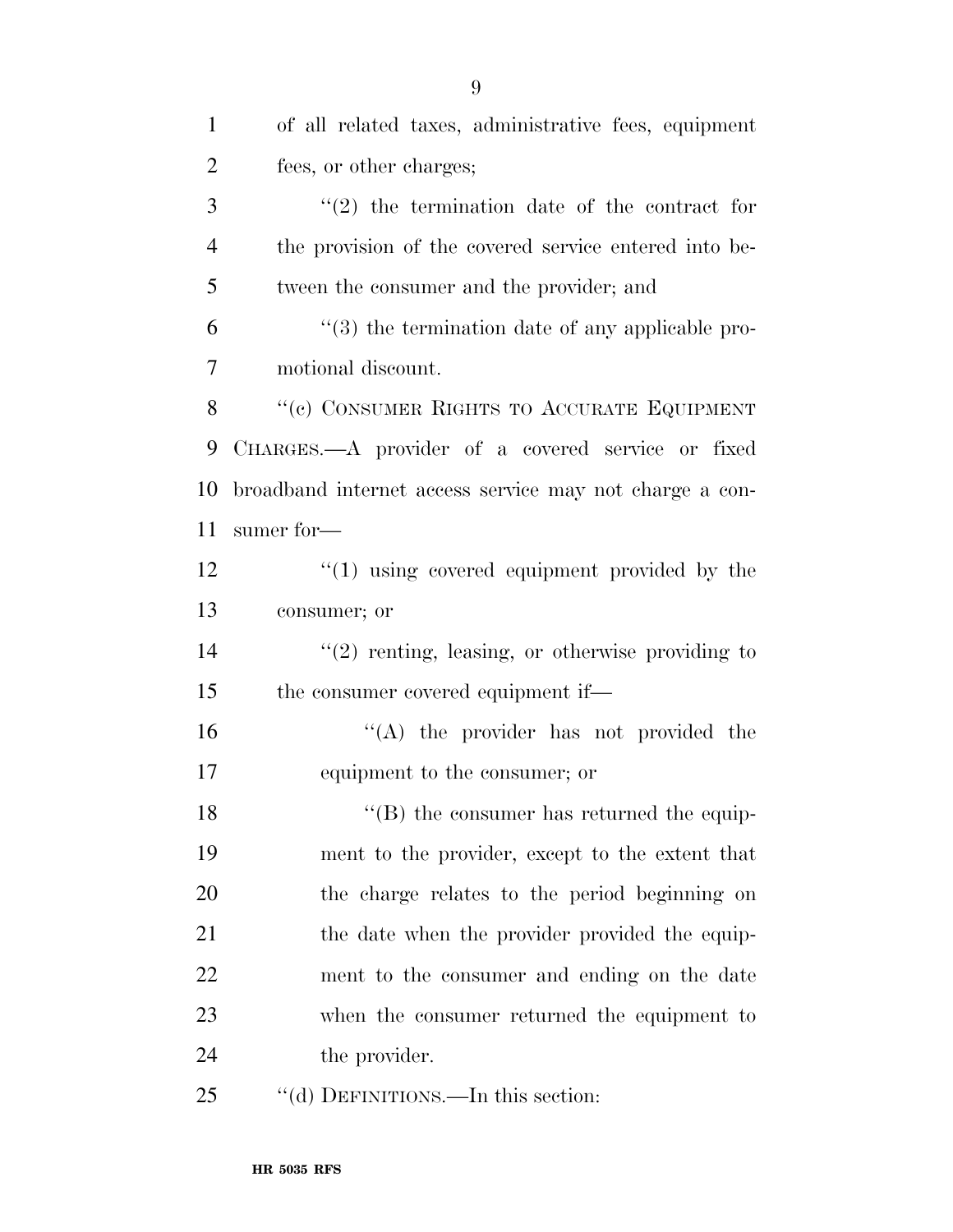of all related taxes, administrative fees, equipment fees, or other charges;

''(2) the termination date of the contract for the provision of the covered service entered into between the consumer and the provider; and

''(3) the termination date of any applicable promotional discount.

''(c) CONSUMER RIGHTS TO ACCURATE EQUIPMENT CHARGES.—A provider of a covered service or fixed broadband internet access service may not charge a consumer for—

''(1) using covered equipment provided by the consumer; or

''(2) renting, leasing, or otherwise providing to the consumer covered equipment if—

''(A) the provider has not provided the equipment to the consumer; or

''(B) the consumer has returned the equipment to the provider, except to the extent that the charge relates to the period beginning on the date when the provider provided the equipment to the consumer and ending on the date when the consumer returned the equipment to the provider.

''(d) DEFINITIONS.—In this section: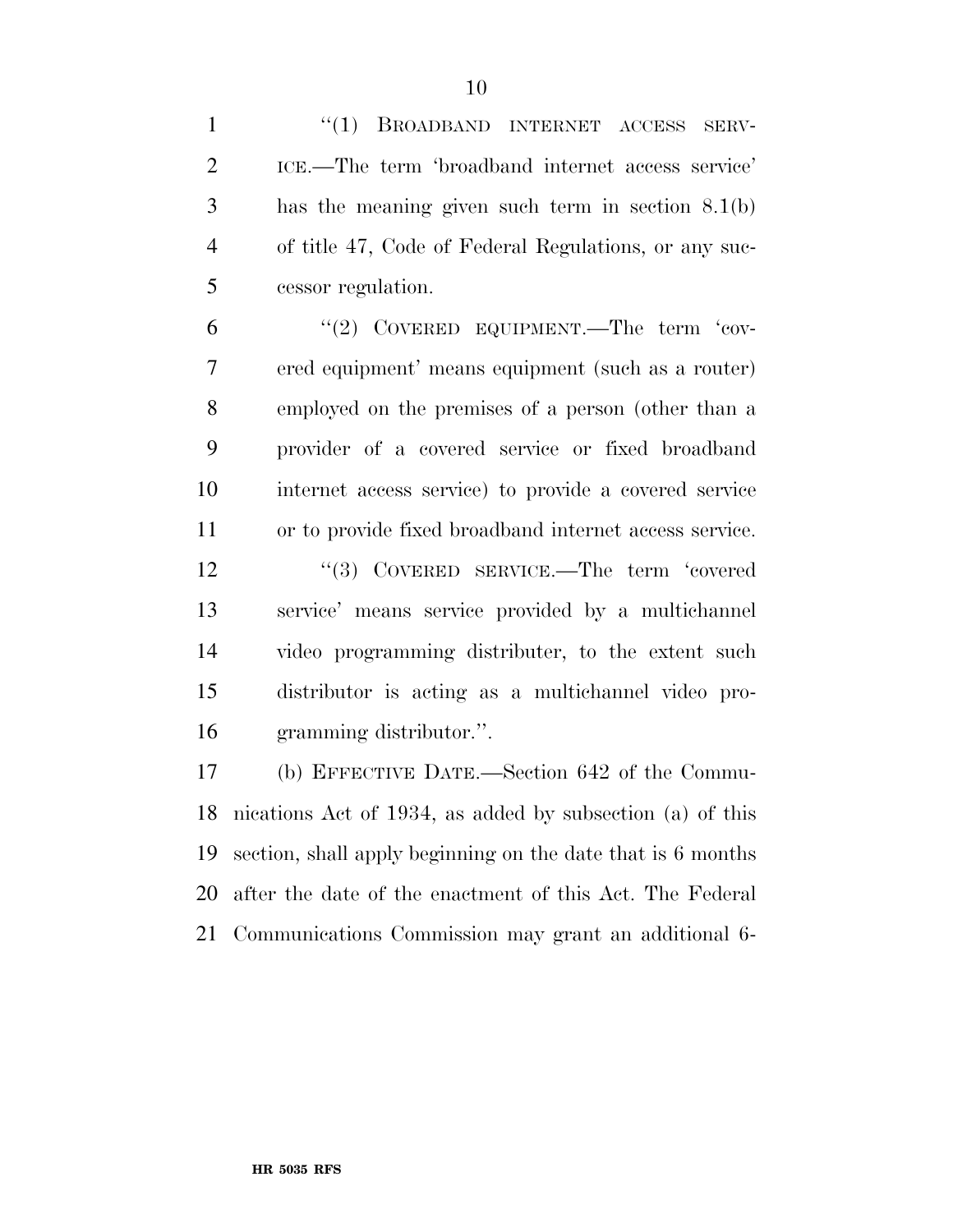"(1) BROADBAND INTERNET ACCESS SERVICE.—The term 'broadband internet access service' has the meaning given such term in section 8.1(b) of title 47, Code of Federal Regulations, or any successor regulation.

"(2) COVERED EQUIPMENT.—The term 'covered equipment' means equipment (such as a router) employed on the premises of a person (other than a provider of a covered service or fixed broadband internet access service) to provide a covered service or to provide fixed broadband internet access service.

"(3) COVERED SERVICE.—The term 'covered service' means service provided by a multichannel video programming distributer, to the extent such distributor is acting as a multichannel video programming distributor.".

(b) EFFECTIVE DATE.—Section 642 of the Communications Act of 1934, as added by subsection (a) of this section, shall apply beginning on the date that is 6 months after the date of the enactment of this Act. The Federal Communications Commission may grant an additional 6-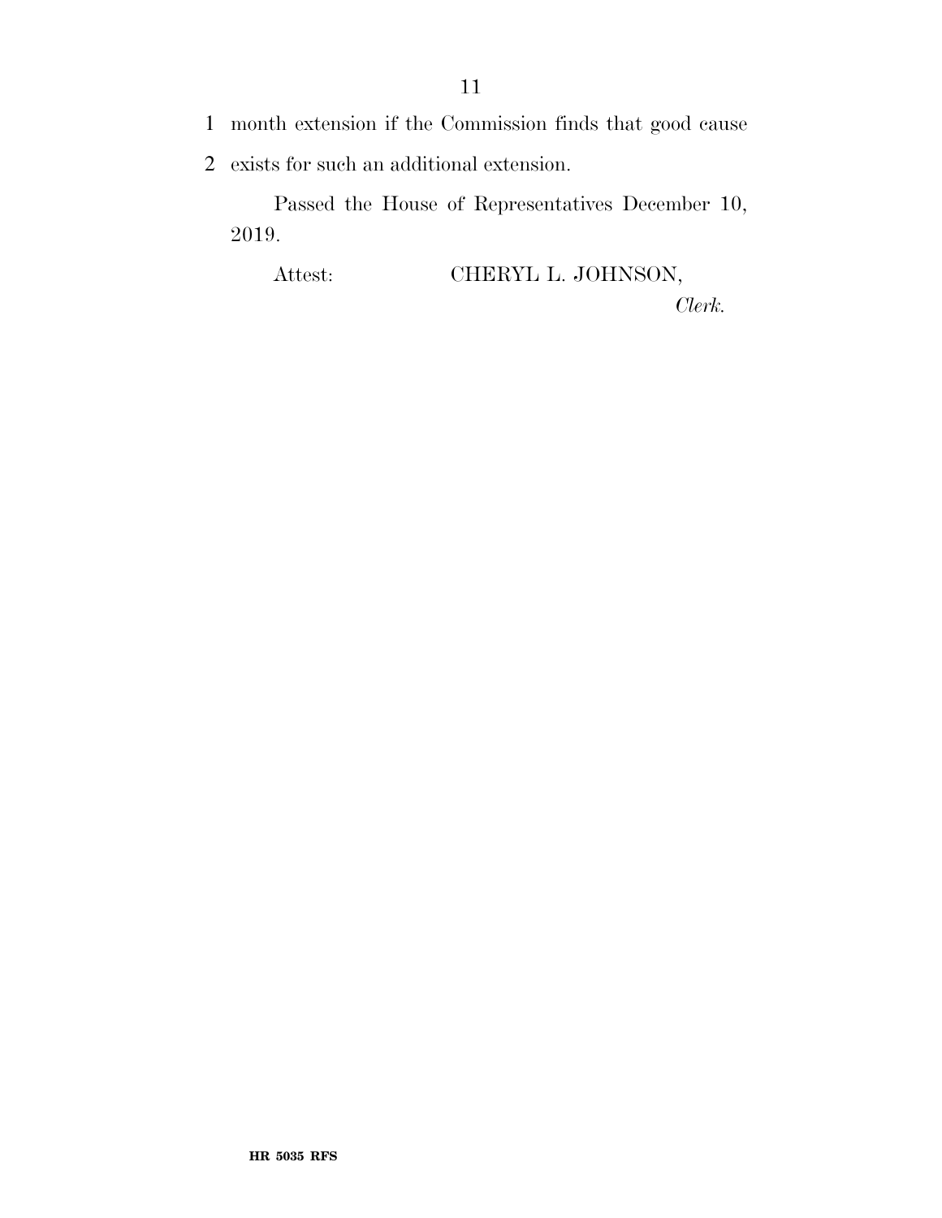month extension if the Commission finds that good cause exists for such an additional extension.

Passed the House of Representatives December 10, 2019.

Attest: CHERYL L. JOHNSON,

*Clerk.*